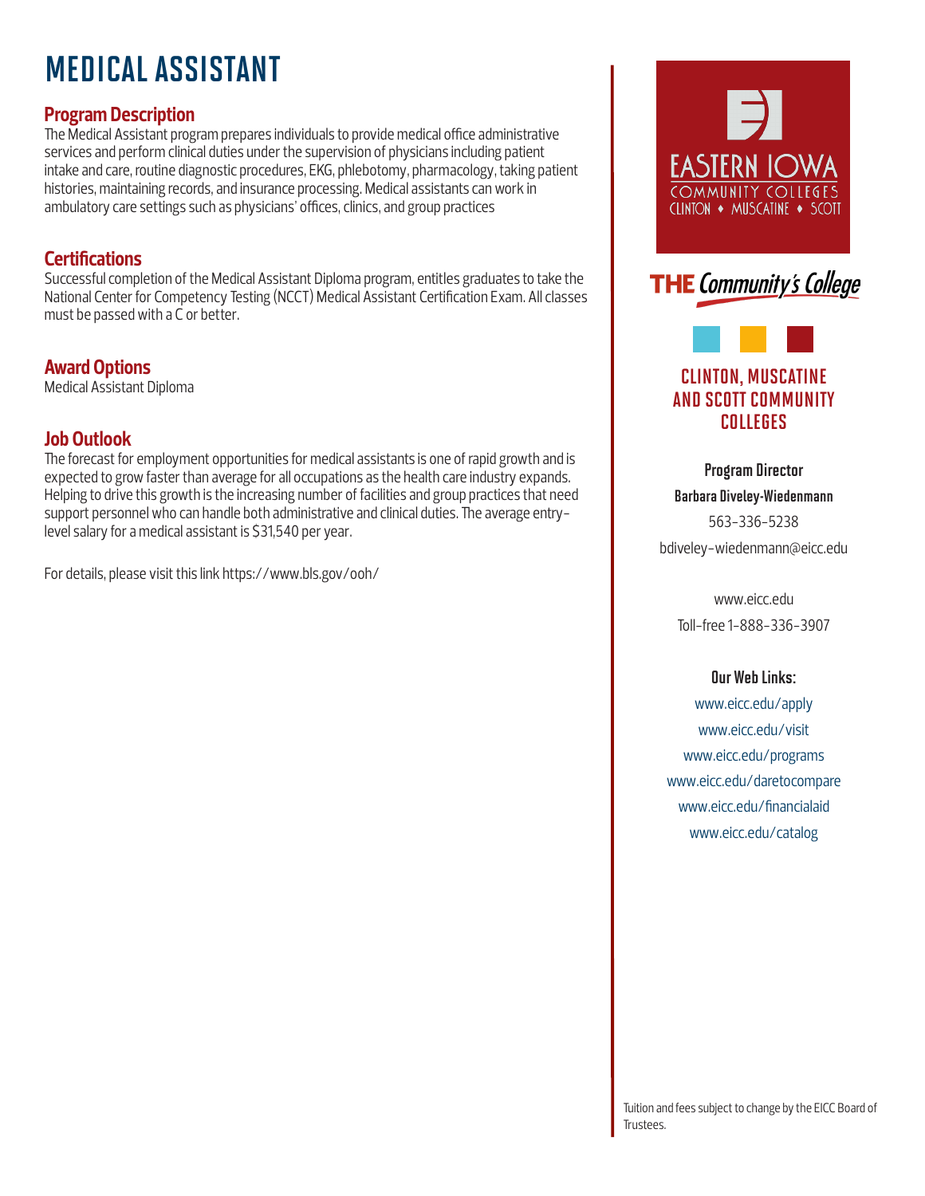# MEDICAL ASSISTANT

## Program Description

The Medical Assistant program prepares individuals to provide medical office administrative services and perform clinical duties under the supervision of physicians including patient intake and care, routine diagnostic procedures, EKG, phlebotomy, pharmacology, taking patient histories, maintaining records, and insurance processing. Medical assistants can work in ambulatory care settings such as physicians' offices, clinics, and group practices

## Certifications

Successful completion of the Medical Assistant Diploma program, entitles graduates to take the National Center for Competency Testing (NCCT) Medical Assistant Certification Exam. All classes must be passed with a C or better.

## Award Options

Medical Assistant Diploma

## Job Outlook

The forecast for employment opportunities for medical assistants is one of rapid growth and is expected to grow faster than average for all occupations as the health care industry expands. Helping to drive this growth is the increasing number of facilities and group practices that need support personnel who can handle both administrative and clinical duties. The average entry-level salary for a medical assistant is $31,540 per year.

For details, please visit this link https://www.bls.gov/ooh/

EASTERN IOWA COMMUNITY COLLEGES
CLINTON • MUSCATINE • SCOTT

THE Community's College

## CLINTON, MUSCATINE AND SCOTT COMMUNITY COLLEGES

**Program Director**
**Barbara Diveley-Wiedenmann**
563-336-5238
bdiveley-wiedenmann@eicc.edu

www.eicc.edu
Toll-free 1-888-336-3907

**Our Web Links:**
www.eicc.edu/apply
www.eicc.edu/visit
www.eicc.edu/programs
www.eicc.edu/daretocompare
www.eicc.edu/financialaid
www.eicc.edu/catalog

Tuition and fees subject to change by the EICC Board of Trustees.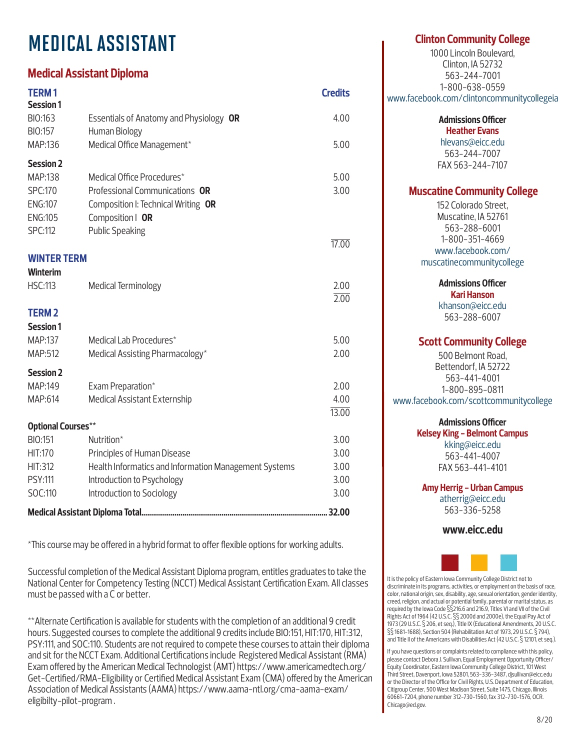# MEDICAL ASSISTANT

## Medical Assistant Diploma

| | | |
|---|---|---|
| **TERM 1** | | **Credits** |
| **Session 1** | | |
| BIO:163 | Essentials of Anatomy and Physiology **OR** | 4.00 |
| BIO:157 | Human Biology | |
| MAP:136 | Medical Office Management* | 5.00 |
| **Session 2** | | |
| MAP:138 | Medical Office Procedures* | 5.00 |
| SPC:170 | Professional Communications **OR** | 3.00 |
| ENG:107 | Composition I: Technical Writing **OR** | |
| ENG:105 | Composition I **OR** | |
| SPC:112 | Public Speaking | |
| | | 17.00 |
| **WINTER TERM** | | |
| **Winterim** | | |
| HSC:113 | Medical Terminology | 2.00 |
| | | 2.00 |
| **TERM 2** | | |
| **Session 1** | | |
| MAP:137 | Medical Lab Procedures* | 5.00 |
| MAP:512 | Medical Assisting Pharmacology* | 2.00 |
| **Session 2** | | |
| MAP:149 | Exam Preparation* | 2.00 |
| MAP:614 | Medical Assistant Externship | 4.00 |
| | | 13.00 |
| **Optional Courses**** | | |
| BIO:151 | Nutrition* | 3.00 |
| HIT:170 | Principles of Human Disease | 3.00 |
| HIT:312 | Health Informatics and Information Management Systems | 3.00 |
| PSY:111 | Introduction to Psychology | 3.00 |
| SOC:110 | Introduction to Sociology | 3.00 |
| **Medical Assistant Diploma Total** | | **32.00** |

*This course may be offered in a hybrid format to offer flexible options for working adults.

Successful completion of the Medical Assistant Diploma program, entitles graduates to take the National Center for Competency Testing (NCCT) Medical Assistant Certification Exam. All classes must be passed with a C or better.

**Alternate Certification is available for students with the completion of an additional 9 credit hours. Suggested courses to complete the additional 9 credits include BIO:151, HIT:170, HIT:312, PSY:111, and SOC:110. Students are not required to compete these courses to attain their diploma and sit for the NCCT Exam. Additional Certifications include Registered Medical Assistant (RMA) Exam offered by the American Medical Technologist (AMT) https://www.americamedtech.org/Get-Certified/RMA-Eligibility or Certified Medical Assistant Exam (CMA) offered by the American Association of Medical Assistants (AAMA) https://www.aama-ntl.org/cma-aama-exam/eligibilty-pilot-program .

### Clinton Community College

1000 Lincoln Boulevard,
Clinton, IA 52732
563-244-7001
1-800-638-0559
www.facebook.com/clintoncommunitycollegeia

**Admissions Officer**
**Heather Evans**
hlevans@eicc.edu
563-244-7007
FAX 563-244-7107

### Muscatine Community College

152 Colorado Street,
Muscatine, IA 52761
563-288-6001
1-800-351-4669
www.facebook.com/muscatinecommunitycollege

**Admissions Officer**
**Kari Hanson**
khanson@eicc.edu
563-288-6007

### Scott Community College

500 Belmont Road,
Bettendorf, IA 52722
563-441-4001
1-800-895-0811
www.facebook.com/scottcommunitycollege

**Admissions Officer**
**Kelsey King – Belmont Campus**
kking@eicc.edu
563-441-4007
FAX 563-441-4101

**Amy Herrig – Urban Campus**
atherrig@eicc.edu
563-336-5258

**www.eicc.edu**

It is the policy of Eastern Iowa Community College District not to discriminate in its programs, activities, or employment on the basis of race, color, national origin, sex, disability, age, sexual orientation, gender identity, creed, religion, and actual or potential family, parental or marital status, as required by the Iowa Code §§216.6 and 216.9, Titles VI and VII of the Civil Rights Act of 1964 (42 U.S.C. §§ 2000d and 2000e), the Equal Pay Act of 1973 (29 U.S.C. § 206, et seq.), Title IX (Educational Amendments, 20 U.S.C. §§ 1681–1688), Section 504 (Rehabilitation Act of 1973, 29 U.S.C. § 794), and Title II of the Americans with Disabilities Act (42 U.S.C. § 12101, et seq.).

If you have questions or complaints related to compliance with this policy, please contact Debora J. Sullivan, Equal Employment Opportunity Officer/Equity Coordinator, Eastern Iowa Community College District, 101 West Third Street, Davenport, Iowa 52801, 563-336-3487, djsullivan@eicc.edu or the Director of the Office for Civil Rights, U.S. Department of Education, Citigroup Center, 500 West Madison Street, Suite 1475, Chicago, Illinois 60661-7204, phone number 312-730-1560, fax 312-730-1576, OCR.Chicago@ed.gov.

8/20